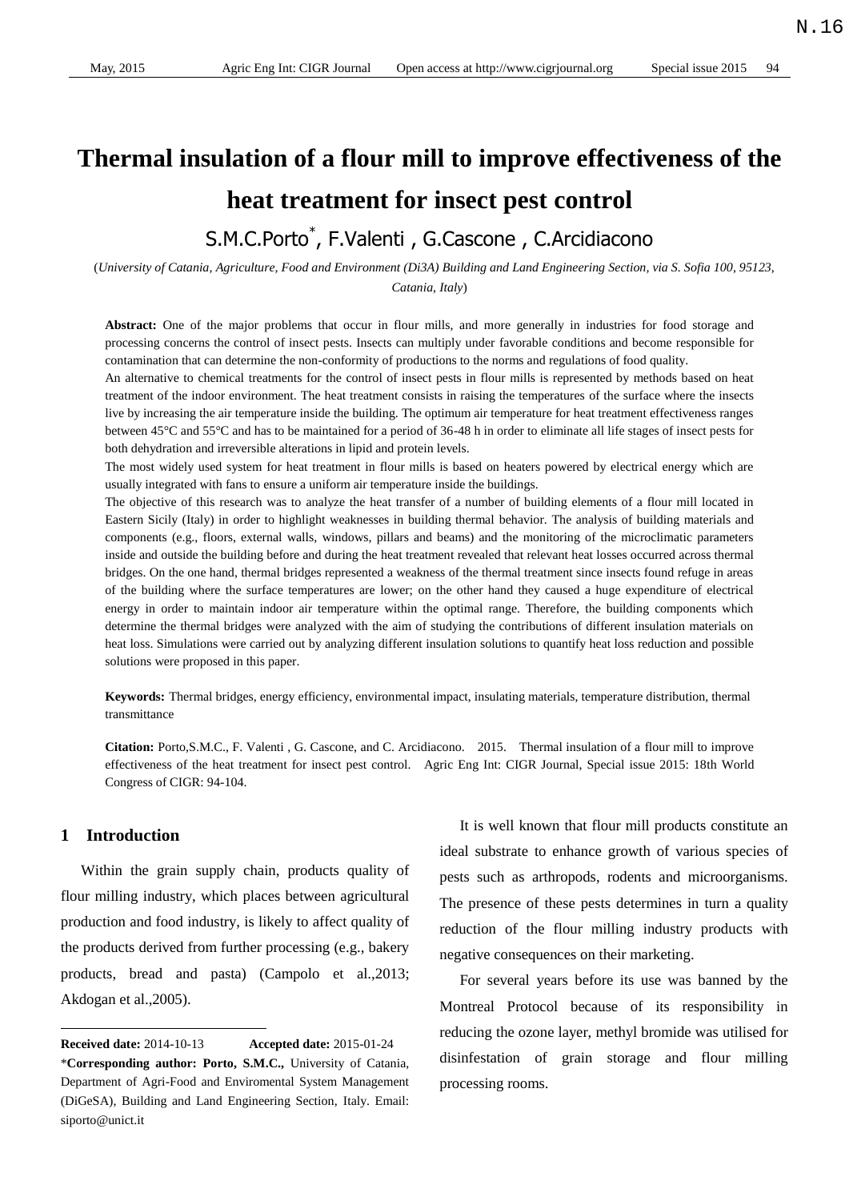# Thermal insulation of a flour mill to improve effectiveness of the heat treatment for insect pest control

S.M.C.Porto*, F.Valenti , G.Cascone , C.Arcidiacono

(*University of Catania, Agriculture, Food and Environment (Di3A) Building and Land Engineering Section, via S. Sofia 100, 95123, Catania, Italy*)

**Abstract:** One of the major problems that occur in flour mills, and more generally in industries for food storage and processing concerns the control of insect pests. Insects can multiply under favorable conditions and become responsible for contamination that can determine the non-conformity of productions to the norms and regulations of food quality.

An alternative to chemical treatments for the control of insect pests in flour mills is represented by methods based on heat treatment of the indoor environment. The heat treatment consists in raising the temperatures of the surface where the insects live by increasing the air temperature inside the building. The optimum air temperature for heat treatment effectiveness ranges between 45°C and 55°C and has to be maintained for a period of 36-48 h in order to eliminate all life stages of insect pests for both dehydration and irreversible alterations in lipid and protein levels.

The most widely used system for heat treatment in flour mills is based on heaters powered by electrical energy which are usually integrated with fans to ensure a uniform air temperature inside the buildings.

The objective of this research was to analyze the heat transfer of a number of building elements of a flour mill located in Eastern Sicily (Italy) in order to highlight weaknesses in building thermal behavior. The analysis of building materials and components (e.g., floors, external walls, windows, pillars and beams) and the monitoring of the microclimatic parameters inside and outside the building before and during the heat treatment revealed that relevant heat losses occurred across thermal bridges. On the one hand, thermal bridges represented a weakness of the thermal treatment since insects found refuge in areas of the building where the surface temperatures are lower; on the other hand they caused a huge expenditure of electrical energy in order to maintain indoor air temperature within the optimal range. Therefore, the building components which determine the thermal bridges were analyzed with the aim of studying the contributions of different insulation materials on heat loss. Simulations were carried out by analyzing different insulation solutions to quantify heat loss reduction and possible solutions were proposed in this paper.

**Keywords:** Thermal bridges, energy efficiency, environmental impact, insulating materials, temperature distribution, thermal transmittance

**Citation:** Porto,S.M.C., F. Valenti , G. Cascone, and C. Arcidiacono. 2015. Thermal insulation of a flour mill to improve effectiveness of the heat treatment for insect pest control. Agric Eng Int: CIGR Journal, Special issue 2015: 18th World Congress of CIGR: 94-104.

## 1 Introduction

Within the grain supply chain, products quality of flour milling industry, which places between agricultural production and food industry, is likely to affect quality of the products derived from further processing (e.g., bakery products, bread and pasta) (Campolo et al.,2013; Akdogan et al.,2005).

It is well known that flour mill products constitute an ideal substrate to enhance growth of various species of pests such as arthropods, rodents and microorganisms. The presence of these pests determines in turn a quality reduction of the flour milling industry products with negative consequences on their marketing.

For several years before its use was banned by the Montreal Protocol because of its responsibility in reducing the ozone layer, methyl bromide was utilised for disinfestation of grain storage and flour milling processing rooms.

---

**Received date:** 2014-10-13 **Accepted date:** 2015-01-24

***Corresponding author: Porto, S.M.C.,** University of Catania, Department of Agri-Food and Enviromental System Management (DiGeSA), Building and Land Engineering Section, Italy. Email: siporto@unict.it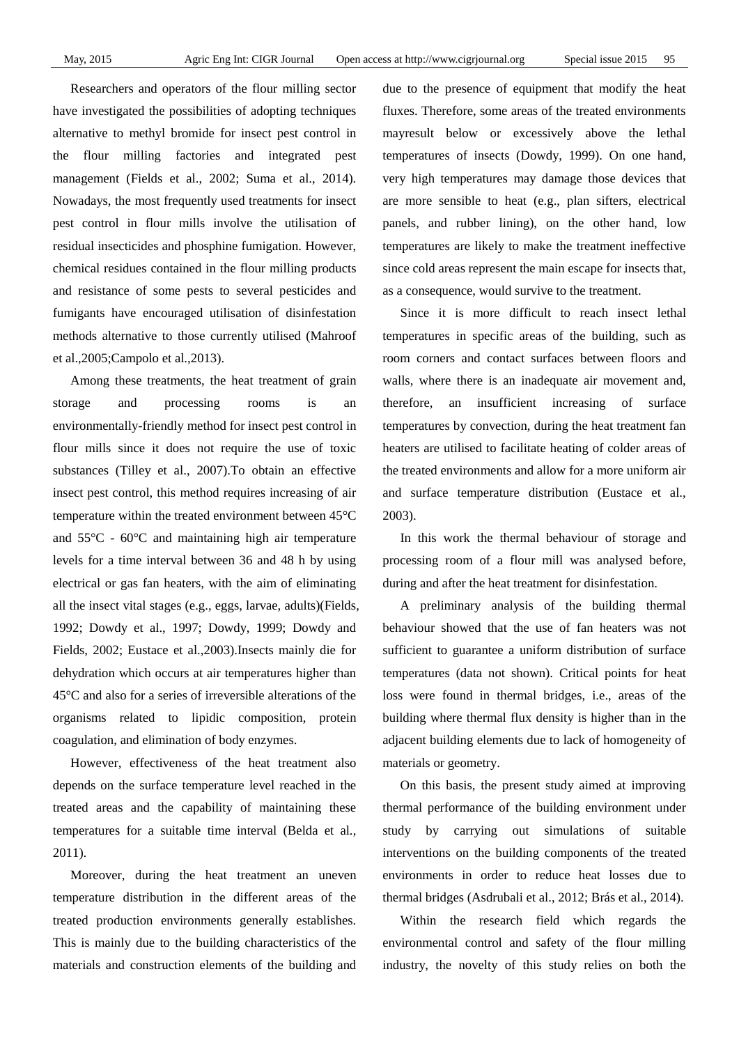Researchers and operators of the flour milling sector have investigated the possibilities of adopting techniques alternative to methyl bromide for insect pest control in the flour milling factories and integrated pest management (Fields et al., 2002; Suma et al., 2014). Nowadays, the most frequently used treatments for insect pest control in flour mills involve the utilisation of residual insecticides and phosphine fumigation. However, chemical residues contained in the flour milling products and resistance of some pests to several pesticides and fumigants have encouraged utilisation of disinfestation methods alternative to those currently utilised (Mahroof et al.,2005;Campolo et al.,2013).

Among these treatments, the heat treatment of grain storage and processing rooms is an environmentally-friendly method for insect pest control in flour mills since it does not require the use of toxic substances (Tilley et al., 2007).To obtain an effective insect pest control, this method requires increasing of air temperature within the treated environment between 45°C and 55°C - 60°C and maintaining high air temperature levels for a time interval between 36 and 48 h by using electrical or gas fan heaters, with the aim of eliminating all the insect vital stages (e.g., eggs, larvae, adults)(Fields, 1992; Dowdy et al., 1997; Dowdy, 1999; Dowdy and Fields, 2002; Eustace et al.,2003).Insects mainly die for dehydration which occurs at air temperatures higher than 45°C and also for a series of irreversible alterations of the organisms related to lipidic composition, protein coagulation, and elimination of body enzymes.

However, effectiveness of the heat treatment also depends on the surface temperature level reached in the treated areas and the capability of maintaining these temperatures for a suitable time interval (Belda et al., 2011).

Moreover, during the heat treatment an uneven temperature distribution in the different areas of the treated production environments generally establishes. This is mainly due to the building characteristics of the materials and construction elements of the building and due to the presence of equipment that modify the heat fluxes. Therefore, some areas of the treated environments mayresult below or excessively above the lethal temperatures of insects (Dowdy, 1999). On one hand, very high temperatures may damage those devices that are more sensible to heat (e.g., plan sifters, electrical panels, and rubber lining), on the other hand, low temperatures are likely to make the treatment ineffective since cold areas represent the main escape for insects that, as a consequence, would survive to the treatment.

Since it is more difficult to reach insect lethal temperatures in specific areas of the building, such as room corners and contact surfaces between floors and walls, where there is an inadequate air movement and, therefore, an insufficient increasing of surface temperatures by convection, during the heat treatment fan heaters are utilised to facilitate heating of colder areas of the treated environments and allow for a more uniform air and surface temperature distribution (Eustace et al., 2003).

In this work the thermal behaviour of storage and processing room of a flour mill was analysed before, during and after the heat treatment for disinfestation.

A preliminary analysis of the building thermal behaviour showed that the use of fan heaters was not sufficient to guarantee a uniform distribution of surface temperatures (data not shown). Critical points for heat loss were found in thermal bridges, i.e., areas of the building where thermal flux density is higher than in the adjacent building elements due to lack of homogeneity of materials or geometry.

On this basis, the present study aimed at improving thermal performance of the building environment under study by carrying out simulations of suitable interventions on the building components of the treated environments in order to reduce heat losses due to thermal bridges (Asdrubali et al., 2012; Brás et al., 2014).

Within the research field which regards the environmental control and safety of the flour milling industry, the novelty of this study relies on both the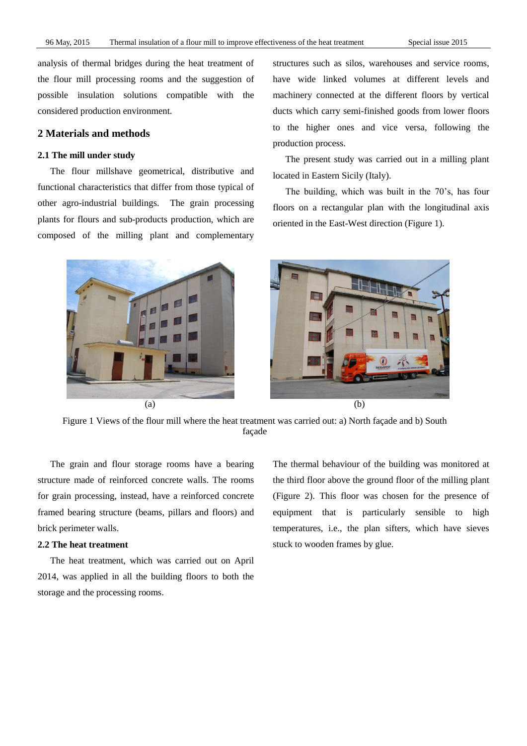analysis of thermal bridges during the heat treatment of the flour mill processing rooms and the suggestion of possible insulation solutions compatible with the considered production environment.

## 2 Materials and methods

### 2.1 The mill under study

The flour millshave geometrical, distributive and functional characteristics that differ from those typical of other agro-industrial buildings. The grain processing plants for flours and sub-products production, which are composed of the milling plant and complementary structures such as silos, warehouses and service rooms, have wide linked volumes at different levels and machinery connected at the different floors by vertical ducts which carry semi-finished goods from lower floors to the higher ones and vice versa, following the production process.

The present study was carried out in a milling plant located in Eastern Sicily (Italy).

The building, which was built in the 70's, has four floors on a rectangular plan with the longitudinal axis oriented in the East-West direction (Figure 1).

(a) (b)

Figure 1 Views of the flour mill where the heat treatment was carried out: a) North façade and b) South façade

The grain and flour storage rooms have a bearing structure made of reinforced concrete walls. The rooms for grain processing, instead, have a reinforced concrete framed bearing structure (beams, pillars and floors) and brick perimeter walls.

### 2.2 The heat treatment

The heat treatment, which was carried out on April 2014, was applied in all the building floors to both the storage and the processing rooms.

The thermal behaviour of the building was monitored at the third floor above the ground floor of the milling plant (Figure 2). This floor was chosen for the presence of equipment that is particularly sensible to high temperatures, i.e., the plan sifters, which have sieves stuck to wooden frames by glue.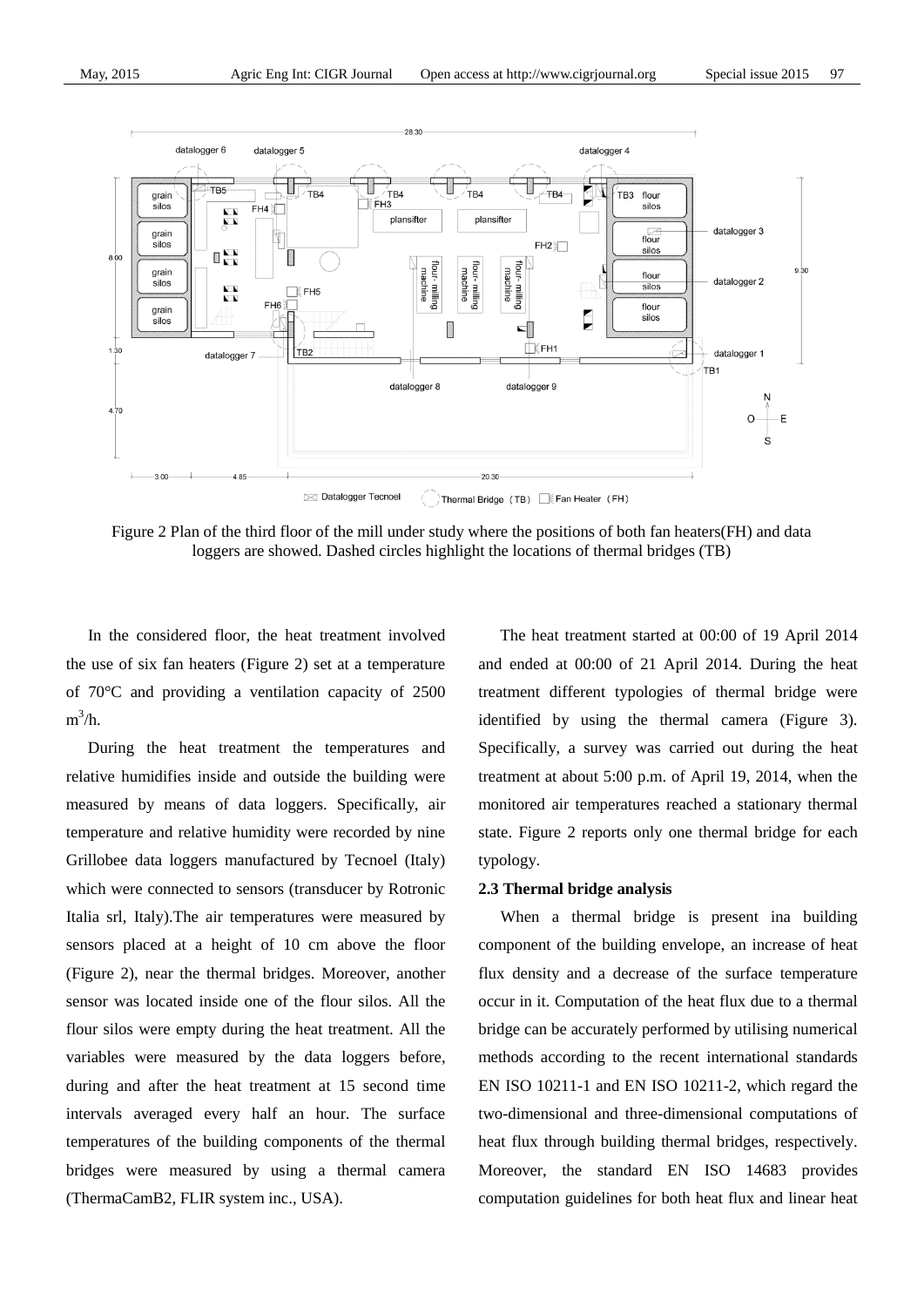Figure 2 Plan of the third floor of the mill under study where the positions of both fan heaters(FH) and data loggers are showed. Dashed circles highlight the locations of thermal bridges (TB)

In the considered floor, the heat treatment involved the use of six fan heaters (Figure 2) set at a temperature of 70°C and providing a ventilation capacity of 2500 $m^3$/h.

During the heat treatment the temperatures and relative humidifies inside and outside the building were measured by means of data loggers. Specifically, air temperature and relative humidity were recorded by nine Grillobee data loggers manufactured by Tecnoel (Italy) which were connected to sensors (transducer by Rotronic Italia srl, Italy).The air temperatures were measured by sensors placed at a height of 10 cm above the floor (Figure 2), near the thermal bridges. Moreover, another sensor was located inside one of the flour silos. All the flour silos were empty during the heat treatment. All the variables were measured by the data loggers before, during and after the heat treatment at 15 second time intervals averaged every half an hour. The surface temperatures of the building components of the thermal bridges were measured by using a thermal camera (ThermaCamB2, FLIR system inc., USA).

The heat treatment started at 00:00 of 19 April 2014 and ended at 00:00 of 21 April 2014. During the heat treatment different typologies of thermal bridge were identified by using the thermal camera (Figure 3). Specifically, a survey was carried out during the heat treatment at about 5:00 p.m. of April 19, 2014, when the monitored air temperatures reached a stationary thermal state. Figure 2 reports only one thermal bridge for each typology.

### 2.3 Thermal bridge analysis

When a thermal bridge is present ina building component of the building envelope, an increase of heat flux density and a decrease of the surface temperature occur in it. Computation of the heat flux due to a thermal bridge can be accurately performed by utilising numerical methods according to the recent international standards EN ISO 10211-1 and EN ISO 10211-2, which regard the two-dimensional and three-dimensional computations of heat flux through building thermal bridges, respectively. Moreover, the standard EN ISO 14683 provides computation guidelines for both heat flux and linear heat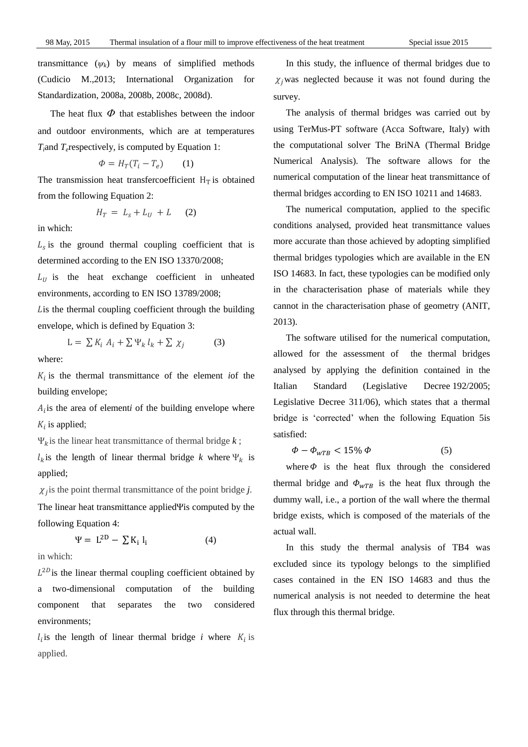transmittance ($\psi_k$) by means of simplified methods (Cudicio M.,2013; International Organization for Standardization, 2008a, 2008b, 2008c, 2008d).

The heat flux $\Phi$ that establishes between the indoor and outdoor environments, which are at temperatures $T_i$ and $T_e$ respectively, is computed by Equation 1:

$$\Phi = H_T(T_i - T_e) \qquad (1)$$

The transmission heat transfercoefficient $H_T$ is obtained from the following Equation 2:

$$H_T = L_s + L_U + L \qquad (2)$$

in which:

$L_s$ is the ground thermal coupling coefficient that is determined according to the EN ISO 13370/2008;

$L_U$ is the heat exchange coefficient in unheated environments, according to EN ISO 13789/2008;

$L$ is the thermal coupling coefficient through the building envelope, which is defined by Equation 3:

$$L = \sum K_i A_i + \sum \Psi_k l_k + \sum \chi_j \qquad (3)$$

where:

$K_i$ is the thermal transmittance of the element *i* of the building envelope;

$A_i$ is the area of element *i* of the building envelope where $K_i$ is applied;

$\Psi_k$ is the linear heat transmittance of thermal bridge *k*;

$l_k$ is the length of linear thermal bridge *k* where $\Psi_k$ is applied;

$\chi_j$ is the point thermal transmittance of the point bridge *j*.

The linear heat transmittance applied $\Psi$ is computed by the following Equation 4:

$$\Psi = L^{2D} - \sum K_i l_i \qquad (4)$$

in which:

$L^{2D}$ is the linear thermal coupling coefficient obtained by a two-dimensional computation of the building component that separates the two considered environments;

$l_i$ is the length of linear thermal bridge *i* where $K_i$ is applied.

In this study, the influence of thermal bridges due to $\chi_j$ was neglected because it was not found during the survey.

The analysis of thermal bridges was carried out by using TerMus-PT software (Acca Software, Italy) with the computational solver The BriNA (Thermal Bridge Numerical Analysis). The software allows for the numerical computation of the linear heat transmittance of thermal bridges according to EN ISO 10211 and 14683.

The numerical computation, applied to the specific conditions analysed, provided heat transmittance values more accurate than those achieved by adopting simplified thermal bridges typologies which are available in the EN ISO 14683. In fact, these typologies can be modified only in the characterisation phase of materials while they cannot in the characterisation phase of geometry (ANIT, 2013).

The software utilised for the numerical computation, allowed for the assessment of the thermal bridges analysed by applying the definition contained in the Italian Standard (Legislative Decree 192/2005; Legislative Decree 311/06), which states that a thermal bridge is 'corrected' when the following Equation 5is satisfied:

$$\Phi - \Phi_{WTB} < 15\% \, \Phi \qquad (5)$$

where $\Phi$ is the heat flux through the considered thermal bridge and $\Phi_{WTB}$ is the heat flux through the dummy wall, i.e., a portion of the wall where the thermal bridge exists, which is composed of the materials of the actual wall.

In this study the thermal analysis of TB4 was excluded since its typology belongs to the simplified cases contained in the EN ISO 14683 and thus the numerical analysis is not needed to determine the heat flux through this thermal bridge.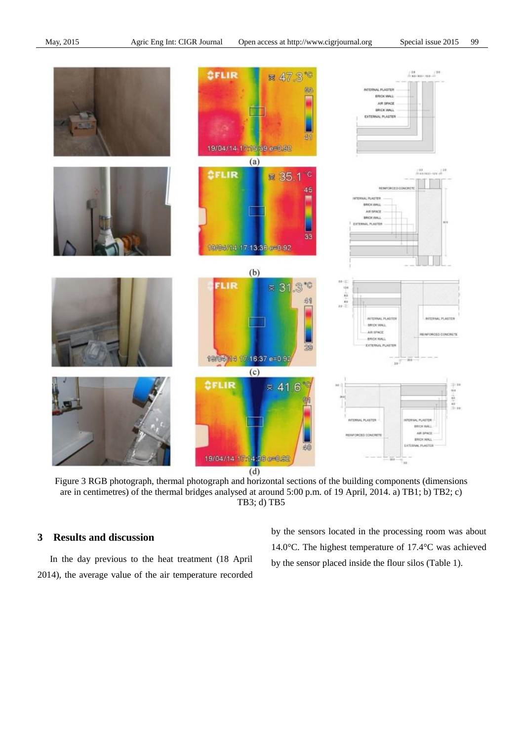Figure 3 RGB photograph, thermal photograph and horizontal sections of the building components (dimensions are in centimetres) of the thermal bridges analysed at around 5:00 p.m. of 19 April, 2014. a) TB1; b) TB2; c) TB3; d) TB5

## 3 Results and discussion

In the day previous to the heat treatment (18 April 2014), the average value of the air temperature recorded by the sensors located in the processing room was about 14.0°C. The highest temperature of 17.4°C was achieved by the sensor placed inside the flour silos (Table 1).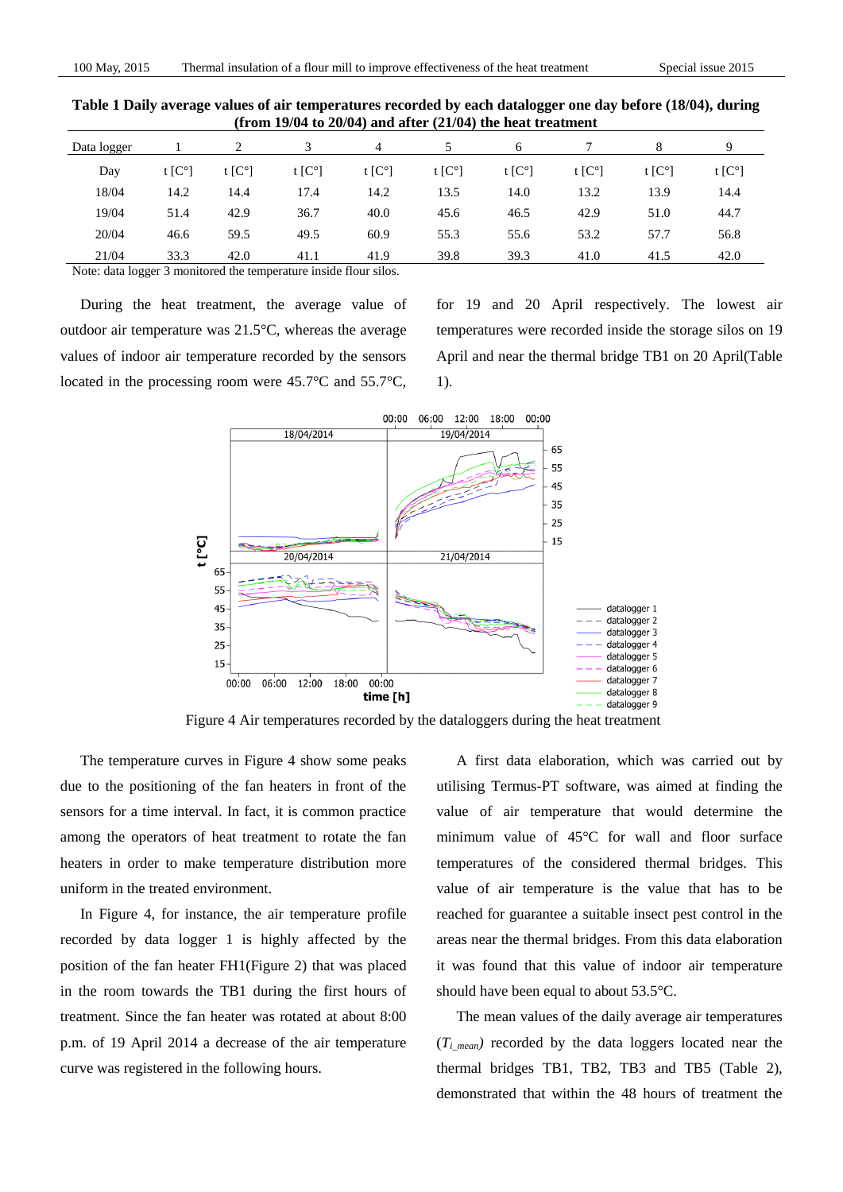**Table 1 Daily average values of air temperatures recorded by each datalogger one day before (18/04), during (from 19/04 to 20/04) and after (21/04) the heat treatment**

| Data logger | 1 | 2 | 3 | 4 | 5 | 6 | 7 | 8 | 9 |
|---|---|---|---|---|---|---|---|---|---|
| Day | t [C°] | t [C°] | t [C°] | t [C°] | t [C°] | t [C°] | t [C°] | t [C°] | t [C°] |
| 18/04 | 14.2 | 14.4 | 17.4 | 14.2 | 13.5 | 14.0 | 13.2 | 13.9 | 14.4 |
| 19/04 | 51.4 | 42.9 | 36.7 | 40.0 | 45.6 | 46.5 | 42.9 | 51.0 | 44.7 |
| 20/04 | 46.6 | 59.5 | 49.5 | 60.9 | 55.3 | 55.6 | 53.2 | 57.7 | 56.8 |
| 21/04 | 33.3 | 42.0 | 41.1 | 41.9 | 39.8 | 39.3 | 41.0 | 41.5 | 42.0 |

Note: data logger 3 monitored the temperature inside flour silos.

During the heat treatment, the average value of outdoor air temperature was 21.5°C, whereas the average values of indoor air temperature recorded by the sensors located in the processing room were 45.7°C and 55.7°C, for 19 and 20 April respectively. The lowest air temperatures were recorded inside the storage silos on 19 April and near the thermal bridge TB1 on 20 April(Table 1).

Figure 4 Air temperatures recorded by the dataloggers during the heat treatment

The temperature curves in Figure 4 show some peaks due to the positioning of the fan heaters in front of the sensors for a time interval. In fact, it is common practice among the operators of heat treatment to rotate the fan heaters in order to make temperature distribution more uniform in the treated environment.

In Figure 4, for instance, the air temperature profile recorded by data logger 1 is highly affected by the position of the fan heater FH1(Figure 2) that was placed in the room towards the TB1 during the first hours of treatment. Since the fan heater was rotated at about 8:00 p.m. of 19 April 2014 a decrease of the air temperature curve was registered in the following hours.

A first data elaboration, which was carried out by utilising Termus-PT software, was aimed at finding the value of air temperature that would determine the minimum value of 45°C for wall and floor surface temperatures of the considered thermal bridges. This value of air temperature is the value that has to be reached for guarantee a suitable insect pest control in the areas near the thermal bridges. From this data elaboration it was found that this value of indoor air temperature should have been equal to about 53.5°C.

The mean values of the daily average air temperatures ($T_{i\_mean}$) recorded by the data loggers located near the thermal bridges TB1, TB2, TB3 and TB5 (Table 2), demonstrated that within the 48 hours of treatment the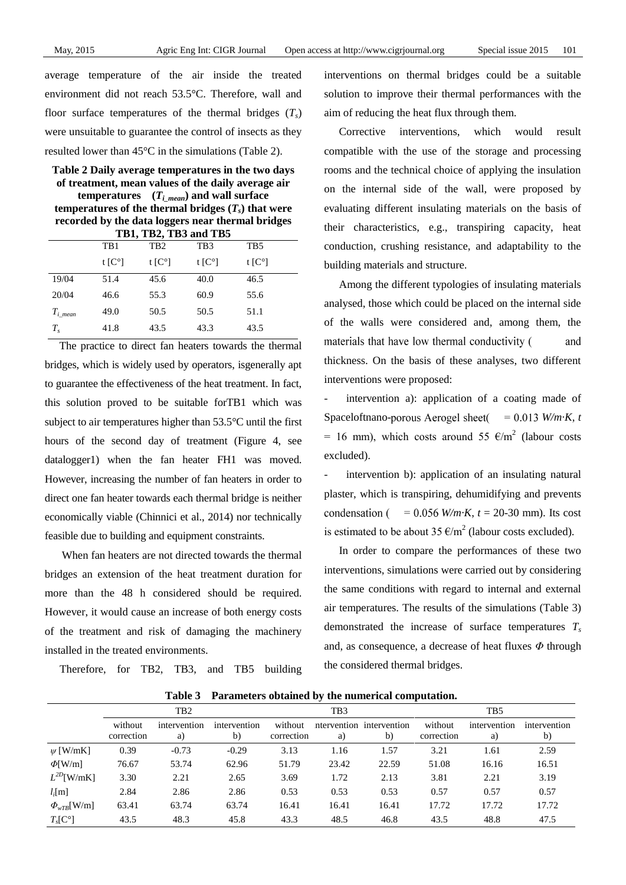average temperature of the air inside the treated environment did not reach 53.5°C. Therefore, wall and floor surface temperatures of the thermal bridges ($T_s$) were unsuitable to guarantee the control of insects as they resulted lower than 45°C in the simulations (Table 2).

**Table 2 Daily average temperatures in the two days of treatment, mean values of the daily average air temperatures ($T_{i\_mean}$) and wall surface temperatures of the thermal bridges ($T_s$) that were recorded by the data loggers near thermal bridges TB1, TB2, TB3 and TB5**

| | TB1 | TB2 | TB3 | TB5 |
|---|---|---|---|---|
| | t [C°] | t [C°] | t [C°] | t [C°] |
| 19/04 | 51.4 | 45.6 | 40.0 | 46.5 |
| 20/04 | 46.6 | 55.3 | 60.9 | 55.6 |
| $T_{i\_mean}$ | 49.0 | 50.5 | 50.5 | 51.1 |
| $T_s$ | 41.8 | 43.5 | 43.3 | 43.5 |

The practice to direct fan heaters towards the thermal bridges, which is widely used by operators, isgenerally apt to guarantee the effectiveness of the heat treatment. In fact, this solution proved to be suitable forTB1 which was subject to air temperatures higher than 53.5°C until the first hours of the second day of treatment (Figure 4, see datalogger1) when the fan heater FH1 was moved. However, increasing the number of fan heaters in order to direct one fan heater towards each thermal bridge is neither economically viable (Chinnici et al., 2014) nor technically feasible due to building and equipment constraints.

When fan heaters are not directed towards the thermal bridges an extension of the heat treatment duration for more than the 48 h considered should be required. However, it would cause an increase of both energy costs of the treatment and risk of damaging the machinery installed in the treated environments.

Therefore, for TB2, TB3, and TB5 building interventions on thermal bridges could be a suitable solution to improve their thermal performances with the aim of reducing the heat flux through them.

Corrective interventions, which would result compatible with the use of the storage and processing rooms and the technical choice of applying the insulation on the internal side of the wall, were proposed by evaluating different insulating materials on the basis of their characteristics, e.g., transpiring capacity, heat conduction, crushing resistance, and adaptability to the building materials and structure.

Among the different typologies of insulating materials analysed, those which could be placed on the internal side of the walls were considered and, among them, the materials that have low thermal conductivity ( and thickness. On the basis of these analyses, two different interventions were proposed:

- intervention a): application of a coating made of Spaceloftnano-porous Aerogel sheet( = 0.013 *W/m·K*, *t* = 16 mm), which costs around 55 €/m$^2$ (labour costs excluded).
- intervention b): application of an insulating natural plaster, which is transpiring, dehumidifying and prevents condensation ( = 0.056 *W/m·K*, *t* = 20-30 mm). Its cost is estimated to be about 35 €/m$^2$ (labour costs excluded).

In order to compare the performances of these two interventions, simulations were carried out by considering the same conditions with regard to internal and external air temperatures. The results of the simulations (Table 3) demonstrated the increase of surface temperatures $T_s$ and, as consequence, a decrease of heat fluxes $\Phi$ through the considered thermal bridges.

**Table 3 Parameters obtained by the numerical computation.**

| | TB2 | | | TB3 | | | TB5 | | |
|---|---|---|---|---|---|---|---|---|---|
| | without correction | intervention a) | intervention b) | without correction | ntervention a) | intervention b) | without correction | intervention a) | intervention b) |
| $\psi$ [W/mK] | 0.39 | -0.73 | -0.29 | 3.13 | 1.16 | 1.57 | 3.21 | 1.61 | 2.59 |
| $\Phi$[W/m] | 76.67 | 53.74 | 62.96 | 51.79 | 23.42 | 22.59 | 51.08 | 16.16 | 16.51 |
| $L^{2D}$[W/mK] | 3.30 | 2.21 | 2.65 | 3.69 | 1.72 | 2.13 | 3.81 | 2.21 | 3.19 |
| $l_i$[m] | 2.84 | 2.86 | 2.86 | 0.53 | 0.53 | 0.53 | 0.57 | 0.57 | 0.57 |
| $\Phi_{wTB}$[W/m] | 63.41 | 63.74 | 63.74 | 16.41 | 16.41 | 16.41 | 17.72 | 17.72 | 17.72 |
| $T_s$[C°] | 43.5 | 48.3 | 45.8 | 43.3 | 48.5 | 46.8 | 43.5 | 48.8 | 47.5 |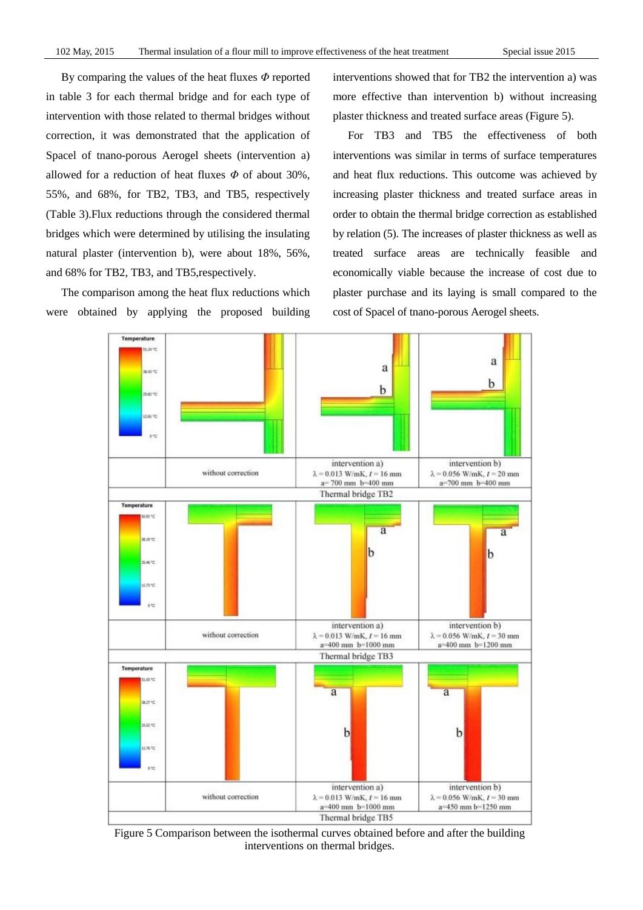By comparing the values of the heat fluxes *Φ* reported in table 3 for each thermal bridge and for each type of intervention with those related to thermal bridges without correction, it was demonstrated that the application of Spacel of tnano-porous Aerogel sheets (intervention a) allowed for a reduction of heat fluxes *Φ* of about 30%, 55%, and 68%, for TB2, TB3, and TB5, respectively (Table 3).Flux reductions through the considered thermal bridges which were determined by utilising the insulating natural plaster (intervention b), were about 18%, 56%, and 68% for TB2, TB3, and TB5,respectively.

The comparison among the heat flux reductions which were obtained by applying the proposed building interventions showed that for TB2 the intervention a) was more effective than intervention b) without increasing plaster thickness and treated surface areas (Figure 5).

For TB3 and TB5 the effectiveness of both interventions was similar in terms of surface temperatures and heat flux reductions. This outcome was achieved by increasing plaster thickness and treated surface areas in order to obtain the thermal bridge correction as established by relation (5). The increases of plaster thickness as well as treated surface areas are technically feasible and economically viable because the increase of cost due to plaster purchase and its laying is small compared to the cost of Spacel of tnano-porous Aerogel sheets.

| | without correction | intervention a) $\lambda = 0.013$ W/mK, $t = 16$ mm a= 700 mm b=400 mm | intervention b) $\lambda = 0.056$ W/mK, $t = 20$ mm a=700 mm b=400 mm |
|---|---|---|---|
| Thermal bridge TB2 | | | |
| | without correction | intervention a) $\lambda = 0.013$ W/mK, $t = 16$ mm a=400 mm b=1000 mm | intervention b) $\lambda = 0.056$ W/mK, $t = 30$ mm a=400 mm b=1200 mm |
| Thermal bridge TB3 | | | |
| | without correction | intervention a) $\lambda = 0.013$ W/mK, $t = 16$ mm a=400 mm b=1000 mm | intervention b) $\lambda = 0.056$ W/mK, $t = 30$ mm a=450 mm b=1250 mm |
| Thermal bridge TB5 | | | |

Figure 5 Comparison between the isothermal curves obtained before and after the building interventions on thermal bridges.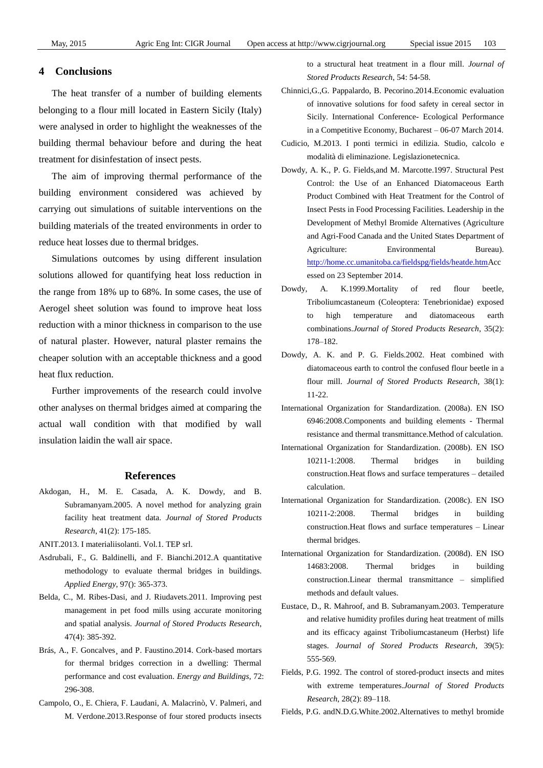## 4 Conclusions

The heat transfer of a number of building elements belonging to a flour mill located in Eastern Sicily (Italy) were analysed in order to highlight the weaknesses of the building thermal behaviour before and during the heat treatment for disinfestation of insect pests.

The aim of improving thermal performance of the building environment considered was achieved by carrying out simulations of suitable interventions on the building materials of the treated environments in order to reduce heat losses due to thermal bridges.

Simulations outcomes by using different insulation solutions allowed for quantifying heat loss reduction in the range from 18% up to 68%. In some cases, the use of Aerogel sheet solution was found to improve heat loss reduction with a minor thickness in comparison to the use of natural plaster. However, natural plaster remains the cheaper solution with an acceptable thickness and a good heat flux reduction.

Further improvements of the research could involve other analyses on thermal bridges aimed at comparing the actual wall condition with that modified by wall insulation laidin the wall air space.

## References

Akdogan, H., M. E. Casada, A. K. Dowdy, and B. Subramanyam.2005. A novel method for analyzing grain facility heat treatment data. *Journal of Stored Products Research*, 41(2): 175-185.

ANIT.2013. I materialiisolanti. Vol.1. TEP srl.

Asdrubali, F., G. Baldinelli, and F. Bianchi.2012.A quantitative methodology to evaluate thermal bridges in buildings. *Applied Energy*, 97(): 365-373.

Belda, C., M. Ribes-Dasi, and J. Riudavets.2011. Improving pest management in pet food mills using accurate monitoring and spatial analysis. *Journal of Stored Products Research*, 47(4): 385-392.

Brás, A., F. Goncalves¸ and P. Faustino.2014. Cork-based mortars for thermal bridges correction in a dwelling: Thermal performance and cost evaluation. *Energy and Buildings*, 72: 296-308.

Campolo, O., E. Chiera, F. Laudani, A. Malacrinò, V. Palmeri, and M. Verdone.2013.Response of four stored products insects to a structural heat treatment in a flour mill. *Journal of Stored Products Research*, 54: 54-58.

Chinnici,G.,G. Pappalardo, B. Pecorino.2014.Economic evaluation of innovative solutions for food safety in cereal sector in Sicily. International Conference- Ecological Performance in a Competitive Economy, Bucharest – 06-07 March 2014.

Cudicio, M.2013. I ponti termici in edilizia. Studio, calcolo e modalità di eliminazione. Legislazionetecnica.

Dowdy, A. K., P. G. Fields,and M. Marcotte.1997. Structural Pest Control: the Use of an Enhanced Diatomaceous Earth Product Combined with Heat Treatment for the Control of Insect Pests in Food Processing Facilities. Leadership in the Development of Methyl Bromide Alternatives (Agriculture and Agri-Food Canada and the United States Department of Agriculture: Environmental Bureau). http://home.cc.umanitoba.ca/fieldspg/fields/heatde.htmAccessed on 23 September 2014.

Dowdy, A. K.1999.Mortality of red flour beetle, Triboliumcastaneum (Coleoptera: Tenebrionidae) exposed to high temperature and diatomaceous earth combinations.*Journal of Stored Products Research*, 35(2): 178–182.

Dowdy, A. K. and P. G. Fields.2002. Heat combined with diatomaceous earth to control the confused flour beetle in a flour mill. *Journal of Stored Products Research*, 38(1): 11-22.

International Organization for Standardization. (2008a). EN ISO 6946:2008.Components and building elements - Thermal resistance and thermal transmittance.Method of calculation.

International Organization for Standardization. (2008b). EN ISO 10211-1:2008. Thermal bridges in building construction.Heat flows and surface temperatures – detailed calculation.

International Organization for Standardization. (2008c). EN ISO 10211-2:2008. Thermal bridges in building construction.Heat flows and surface temperatures – Linear thermal bridges.

International Organization for Standardization. (2008d). EN ISO 14683:2008. Thermal bridges in building construction.Linear thermal transmittance – simplified methods and default values.

Eustace, D., R. Mahroof, and B. Subramanyam.2003. Temperature and relative humidity profiles during heat treatment of mills and its efficacy against Triboliumcastaneum (Herbst) life stages. *Journal of Stored Products Research*, 39(5): 555-569.

Fields, P.G. 1992. The control of stored-product insects and mites with extreme temperatures.*Journal of Stored Products Research*, 28(2): 89–118.

Fields, P.G. andN.D.G.White.2002.Alternatives to methyl bromide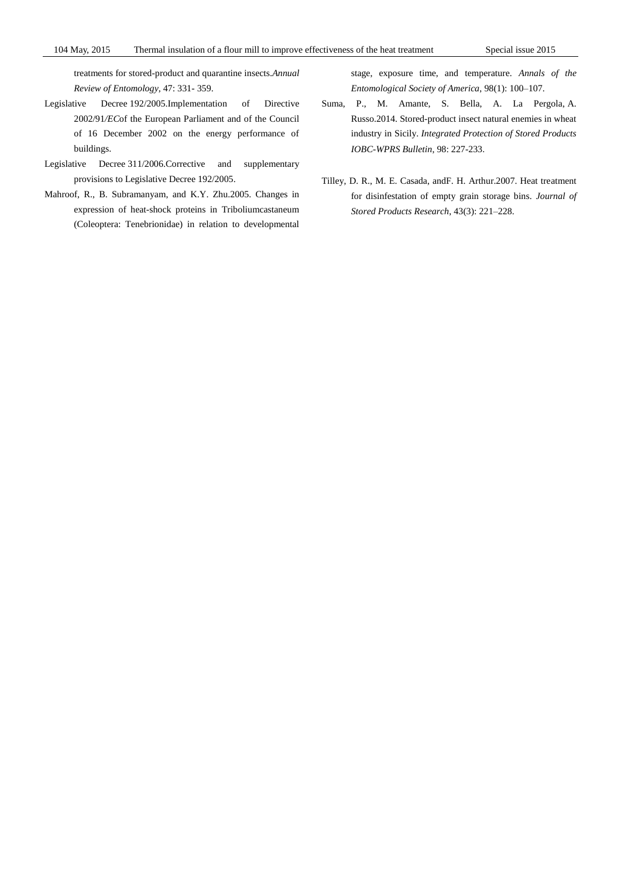treatments for stored-product and quarantine insects.*Annual Review of Entomology*, 47: 331- 359.

Legislative Decree 192/2005.Implementation of Directive 2002/91/*EC*of the European Parliament and of the Council of 16 December 2002 on the energy performance of buildings.

Legislative Decree 311/2006.Corrective and supplementary provisions to Legislative Decree 192/2005.

Mahroof, R., B. Subramanyam, and K.Y. Zhu.2005. Changes in expression of heat-shock proteins in Triboliumcastaneum (Coleoptera: Tenebrionidae) in relation to developmental stage, exposure time, and temperature. *Annals of the Entomological Society of America*, 98(1): 100–107.

Suma, P., M. Amante, S. Bella, A. La Pergola, A. Russo.2014. Stored-product insect natural enemies in wheat industry in Sicily. *Integrated Protection of Stored Products IOBC-WPRS Bulletin*, 98: 227-233.

Tilley, D. R., M. E. Casada, andF. H. Arthur.2007. Heat treatment for disinfestation of empty grain storage bins. *Journal of Stored Products Research*, 43(3): 221–228.